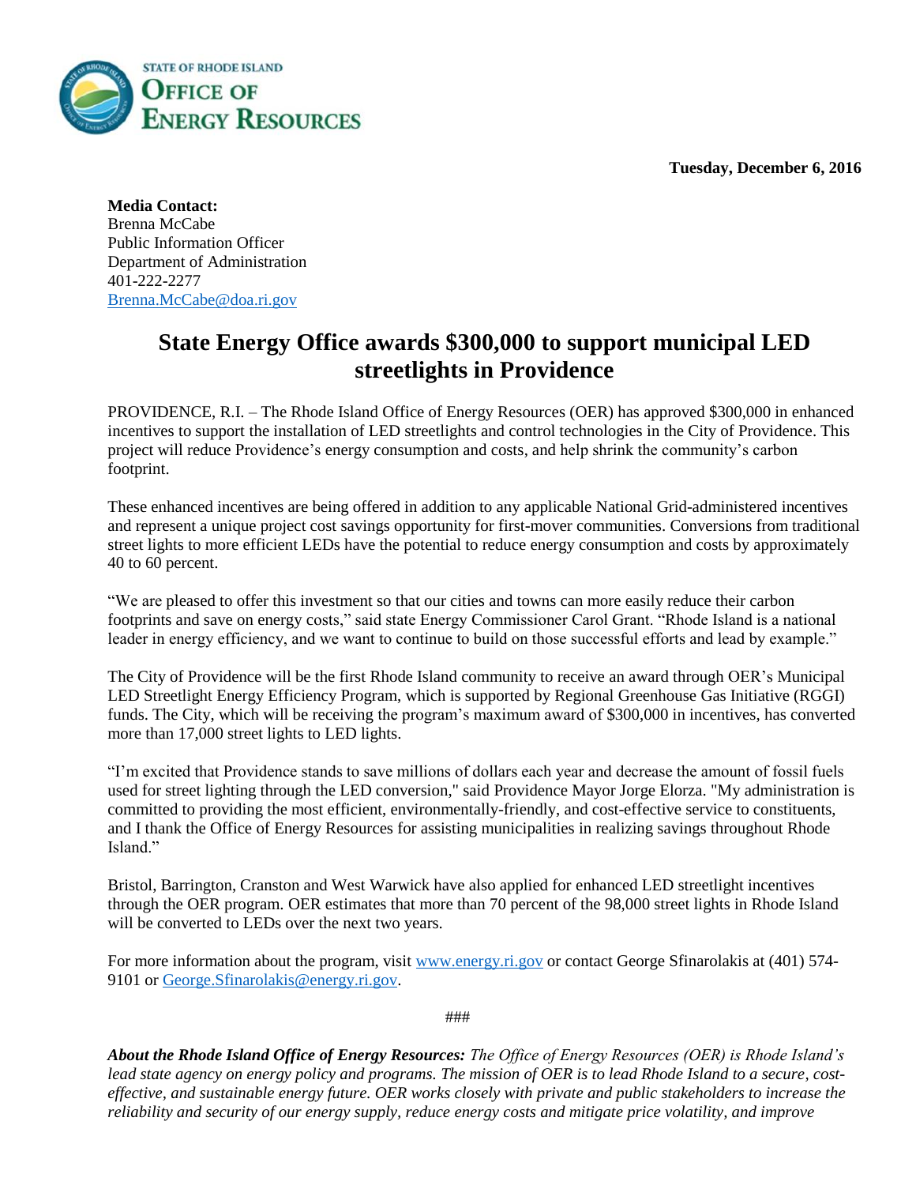STATE OF RHODE ISLAND
OFFICE OF
ENERGY RESOURCES

**Tuesday, December 6, 2016**

**Media Contact:**
Brenna McCabe
Public Information Officer
Department of Administration
401-222-2277
Brenna.McCabe@doa.ri.gov

# State Energy Office awards $300,000 to support municipal LED streetlights in Providence

PROVIDENCE, R.I. – The Rhode Island Office of Energy Resources (OER) has approved $300,000 in enhanced incentives to support the installation of LED streetlights and control technologies in the City of Providence. This project will reduce Providence's energy consumption and costs, and help shrink the community's carbon footprint.

These enhanced incentives are being offered in addition to any applicable National Grid-administered incentives and represent a unique project cost savings opportunity for first-mover communities. Conversions from traditional street lights to more efficient LEDs have the potential to reduce energy consumption and costs by approximately 40 to 60 percent.

"We are pleased to offer this investment so that our cities and towns can more easily reduce their carbon footprints and save on energy costs," said state Energy Commissioner Carol Grant. "Rhode Island is a national leader in energy efficiency, and we want to continue to build on those successful efforts and lead by example."

The City of Providence will be the first Rhode Island community to receive an award through OER's Municipal LED Streetlight Energy Efficiency Program, which is supported by Regional Greenhouse Gas Initiative (RGGI) funds. The City, which will be receiving the program's maximum award of $300,000 in incentives, has converted more than 17,000 street lights to LED lights.

"I'm excited that Providence stands to save millions of dollars each year and decrease the amount of fossil fuels used for street lighting through the LED conversion," said Providence Mayor Jorge Elorza. "My administration is committed to providing the most efficient, environmentally-friendly, and cost-effective service to constituents, and I thank the Office of Energy Resources for assisting municipalities in realizing savings throughout Rhode Island."

Bristol, Barrington, Cranston and West Warwick have also applied for enhanced LED streetlight incentives through the OER program. OER estimates that more than 70 percent of the 98,000 street lights in Rhode Island will be converted to LEDs over the next two years.

For more information about the program, visit www.energy.ri.gov or contact George Sfinarolakis at (401) 574-9101 or George.Sfinarolakis@energy.ri.gov.

###

***About the Rhode Island Office of Energy Resources:*** *The Office of Energy Resources (OER) is Rhode Island's lead state agency on energy policy and programs. The mission of OER is to lead Rhode Island to a secure, cost-effective, and sustainable energy future. OER works closely with private and public stakeholders to increase the reliability and security of our energy supply, reduce energy costs and mitigate price volatility, and improve*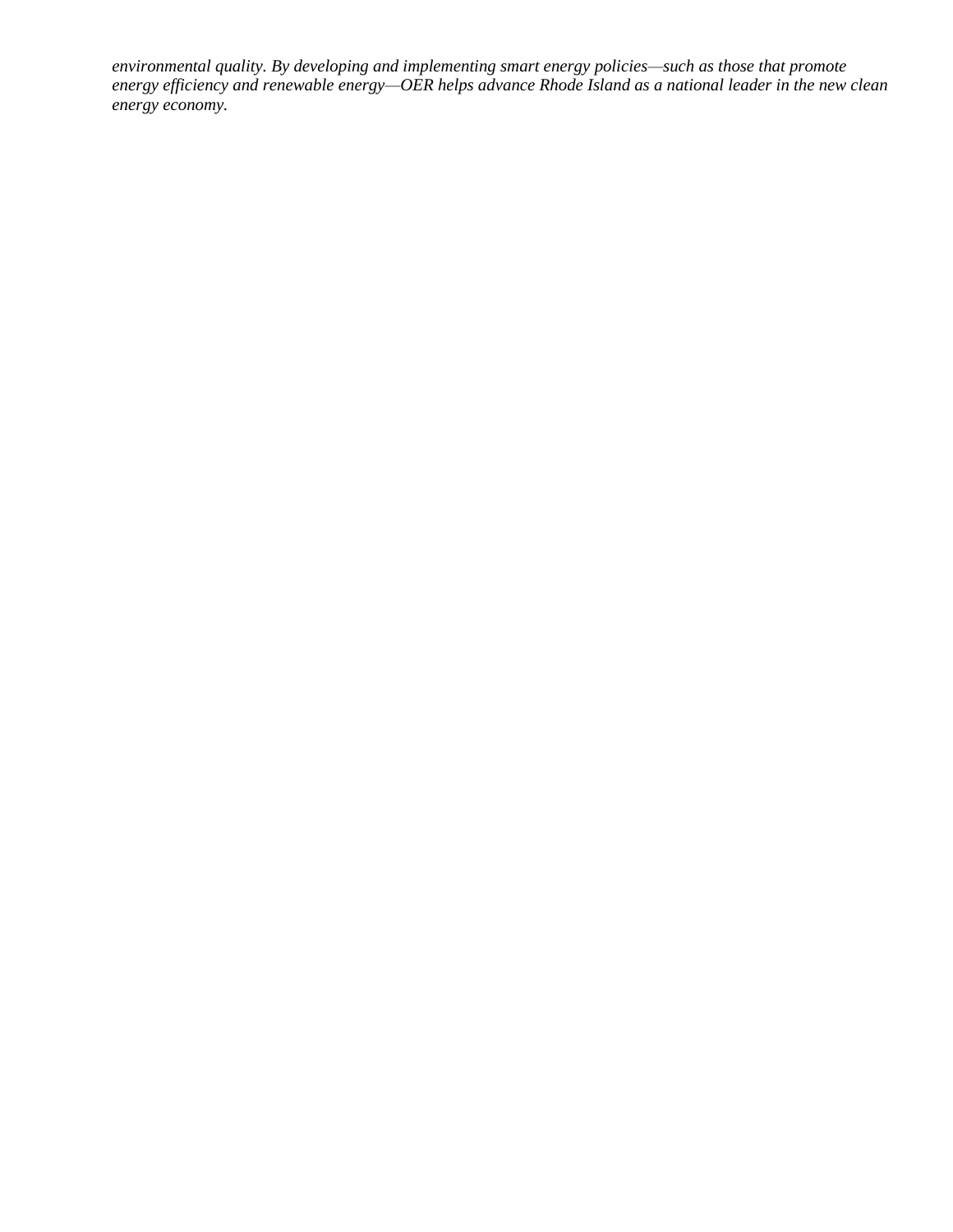*environmental quality. By developing and implementing smart energy policies—such as those that promote energy efficiency and renewable energy—OER helps advance Rhode Island as a national leader in the new clean energy economy.*